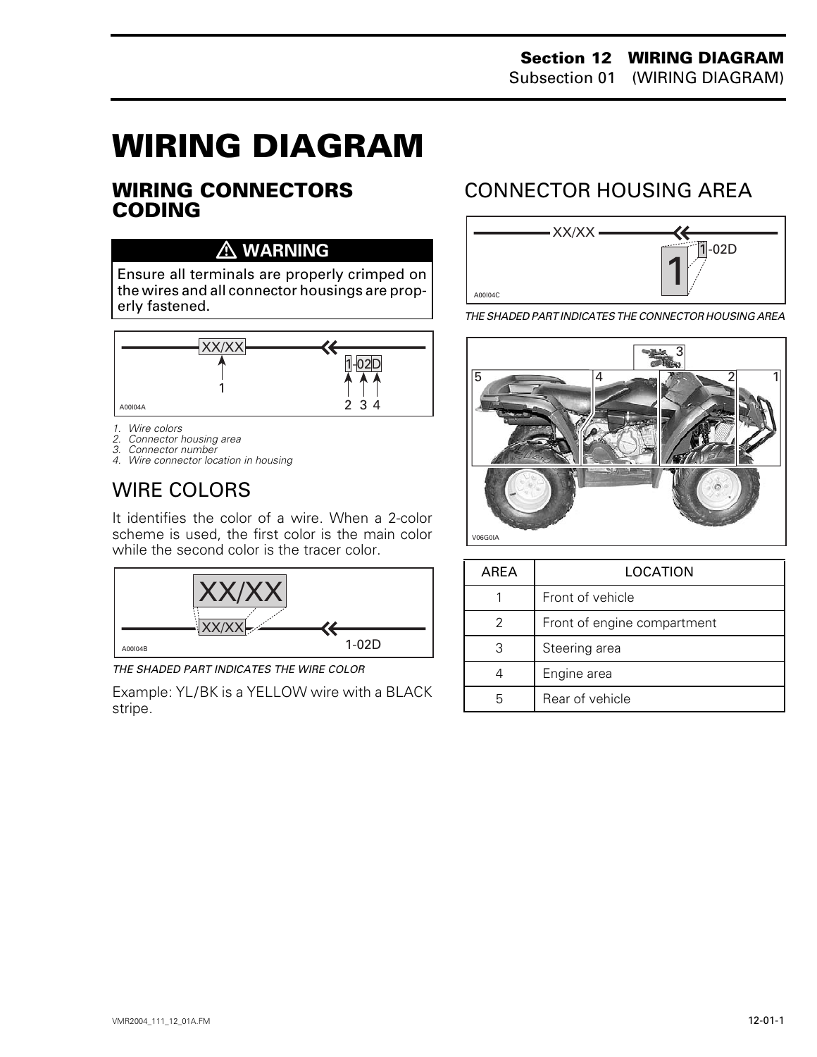# WIRING DIAGRAM

## WIRING CONNECTORS CODING

**⚠ WARNING**

Ensure all terminals are properly crimped on the wires and all connector housings are properly fastened.

1. *Wire colors*
2. *Connector housing area*
3. *Connector number*
4. *Wire connector location in housing*

### WIRE COLORS

It identifies the color of a wire. When a 2-color scheme is used, the first color is the main color while the second color is the tracer color.

*THE SHADED PART INDICATES THE WIRE COLOR*

Example: YL/BK is a YELLOW wire with a BLACK stripe.

### CONNECTOR HOUSING AREA

*THE SHADED PART INDICATES THE CONNECTOR HOUSING AREA*

| AREA | LOCATION |
|---|---|
| 1 | Front of vehicle |
| 2 | Front of engine compartment |
| 3 | Steering area |
| 4 | Engine area |
| 5 | Rear of vehicle |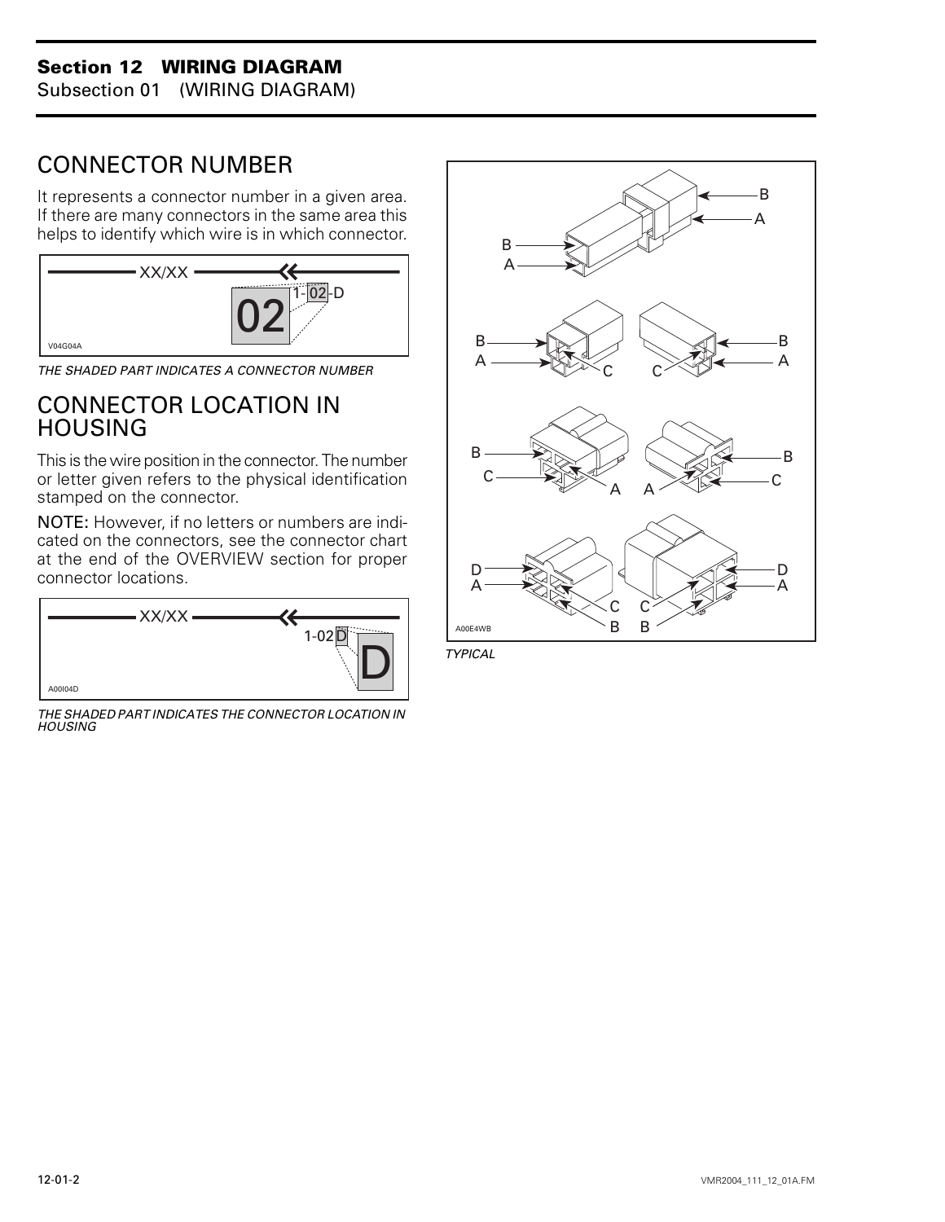## CONNECTOR NUMBER

It represents a connector number in a given area. If there are many connectors in the same area this helps to identify which wire is in which connector.

*THE SHADED PART INDICATES A CONNECTOR NUMBER*

## CONNECTOR LOCATION IN HOUSING

This is the wire position in the connector. The number or letter given refers to the physical identification stamped on the connector.

**NOTE:** However, if no letters or numbers are indicated on the connectors, see the connector chart at the end of the OVERVIEW section for proper connector locations.

*THE SHADED PART INDICATES THE CONNECTOR LOCATION IN HOUSING*

*TYPICAL*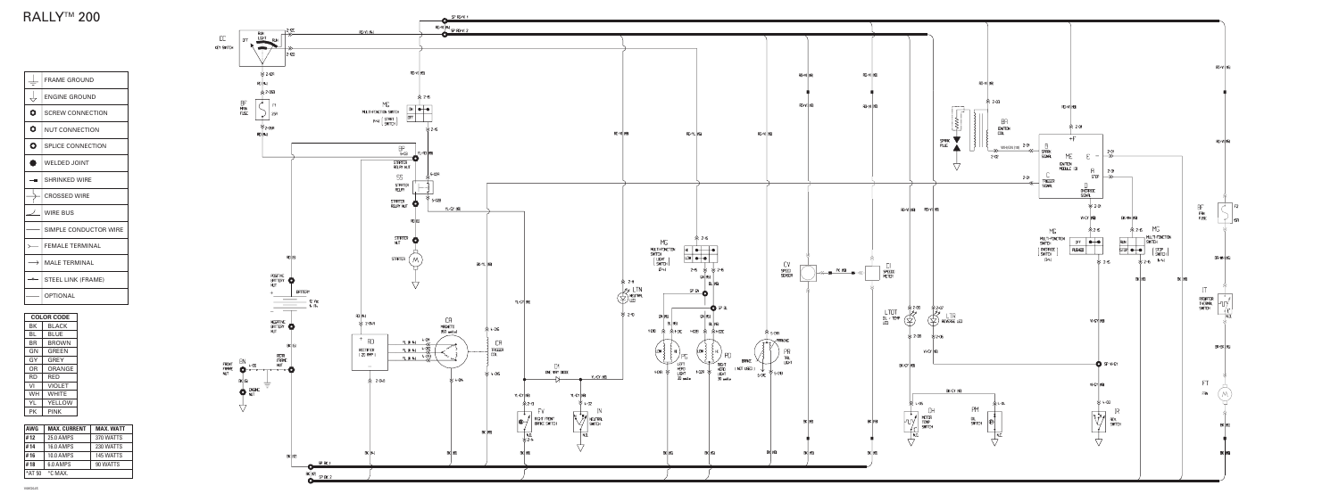# RALLY™ 200

| | |
|---|---|
| | FRAME GROUND |
| | ENGINE GROUND |
| | SCREW CONNECTION |
| | NUT CONNECTION |
| | SPLICE CONNECTION |
| | WELDED JOINT |
| | SHRINKED WIRE |
| | CROSSED WIRE |
| | WIRE BUS |
| | SIMPLE CONDUCTOR WIRE |
| | FEMALE TERMINAL |
| | MALE TERMINAL |
| | STEEL LINK (FRAME) |
| | OPTIONAL |

| COLOR CODE | |
|---|---|
| BK | BLACK |
| BL | BLUE |
| BR | BROWN |
| GN | GREEN |
| GY | GREY |
| OR | ORANGE |
| RD | RED |
| VI | VIOLET |
| WH | WHITE |
| YL | YELLOW |
| PK | PINK |

| AWG | MAX. CURRENT | MAX. WATT |
|---|---|---|
| #12 | 25.0 AMPS | 370 WATTS |
| #14 | 16.0 AMPS | 230 WATTS |
| #16 | 10.0 AMPS | 145 WATTS |
| #18 | 6.0 AMPS | 90 WATTS |
| *AT 50 | °C MAX. | |

CC KEY SWITCH
OFF
RUN
LIGHT
RUN

BF MAIN FUSE F1 25A

MG MULTI-FUNCTION SWITCH (START SWITCH)

SP STARTER RELAY NUT

SS STARTER RELAY

STARTER RELAY NUT

STARTER NUT

STARTER

POSITIVE BATTERY NUT

BATTERY 12 Vdc 6 Ah

NEGATIVE BATTERY NUT

RD RECTIFIER (25 AMP)

CA MAGNETO 160 watt

CA TRIGGER COIL

FRONT FRAME NUT

EN

ENGINE NUT

RETR FRAME NUT

DY 6AMP 1000V DIODE

LTN NEUTRAL LED

FV RIGHT FRONT BRAKE SWITCH

IN NEUTRAL SWITCH

MG MULTI-FUNCTION SWITCH (LIGHT SWITCH)

PG LEFT HEAD LIGHT 35 watts

PD RIGHT HEAD LIGHT 35 watts

PR TAIL LIGHT

BRAKE

PARKING

(NOT USED)

CV SPEED SENSOR

CI SPEEDO METER

LTOT OIL TEMP LED

LTR REVERSE LED

OH MOTOR TEMP SWITCH

PM OIL SWITCH

BA IGNITION COIL

SPARK PLUG

ME IGNITION MODULE CDI

B SPARK SIGNAL

C TRIGGER SIGNAL

E +F

A STOP

D OVERRIDE SIGNAL

MG MULTI-FUNCTION SWITCH (OVERRIDE SWITCH)

MG MULTI-FUNCTION SWITCH (STOP SWITCH)

OFF PUSHED

RUN STOP

IR REV SWITCH

BF FAN FUSE F2 10A

IT FRONTIER THERMAL SWITCH

FT FAN

SP RD-VI 1

SP RD-VI 2

SP BK 1

SP BK 2

SP VI-GY